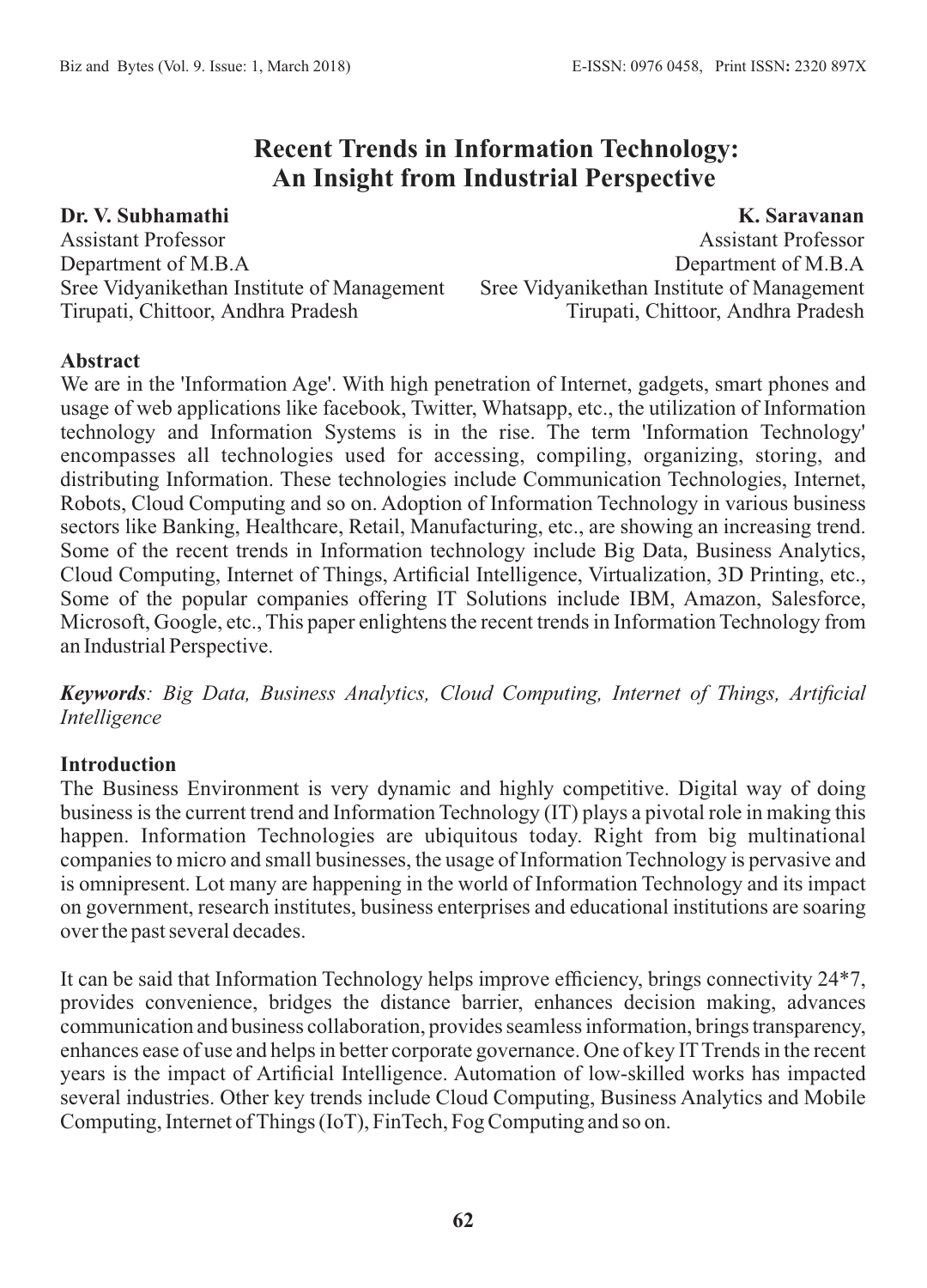# Recent Trends in Information Technology: An Insight from Industrial Perspective

**Dr. V. Subhamathi**
Assistant Professor
Department of M.B.A
Sree Vidyanikethan Institute of Management
Tirupati, Chittoor, Andhra Pradesh

**K. Saravanan**
Assistant Professor
Department of M.B.A
Sree Vidyanikethan Institute of Management
Tirupati, Chittoor, Andhra Pradesh

## Abstract

We are in the 'Information Age'. With high penetration of Internet, gadgets, smart phones and usage of web applications like facebook, Twitter, Whatsapp, etc., the utilization of Information technology and Information Systems is in the rise. The term 'Information Technology' encompasses all technologies used for accessing, compiling, organizing, storing, and distributing Information. These technologies include Communication Technologies, Internet, Robots, Cloud Computing and so on. Adoption of Information Technology in various business sectors like Banking, Healthcare, Retail, Manufacturing, etc., are showing an increasing trend. Some of the recent trends in Information technology include Big Data, Business Analytics, Cloud Computing, Internet of Things, Artificial Intelligence, Virtualization, 3D Printing, etc., Some of the popular companies offering IT Solutions include IBM, Amazon, Salesforce, Microsoft, Google, etc., This paper enlightens the recent trends in Information Technology from an Industrial Perspective.

***Keywords****: Big Data, Business Analytics, Cloud Computing, Internet of Things, Artificial Intelligence*

## Introduction

The Business Environment is very dynamic and highly competitive. Digital way of doing business is the current trend and Information Technology (IT) plays a pivotal role in making this happen. Information Technologies are ubiquitous today. Right from big multinational companies to micro and small businesses, the usage of Information Technology is pervasive and is omnipresent. Lot many are happening in the world of Information Technology and its impact on government, research institutes, business enterprises and educational institutions are soaring over the past several decades.

It can be said that Information Technology helps improve efficiency, brings connectivity 24*7, provides convenience, bridges the distance barrier, enhances decision making, advances communication and business collaboration, provides seamless information, brings transparency, enhances ease of use and helps in better corporate governance. One of key IT Trends in the recent years is the impact of Artificial Intelligence. Automation of low-skilled works has impacted several industries. Other key trends include Cloud Computing, Business Analytics and Mobile Computing, Internet of Things (IoT), FinTech, Fog Computing and so on.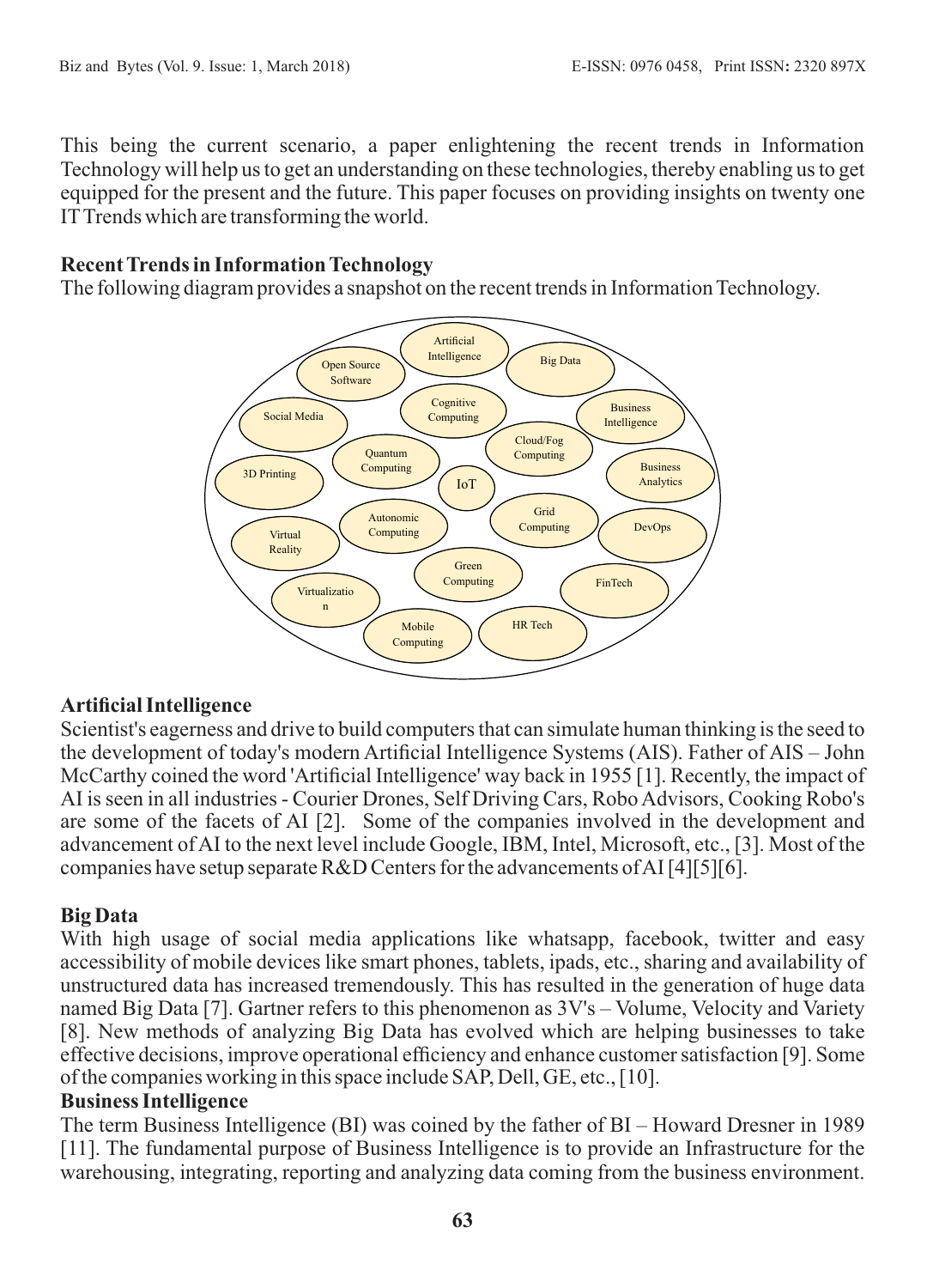This being the current scenario, a paper enlightening the recent trends in Information Technology will help us to get an understanding on these technologies, thereby enabling us to get equipped for the present and the future. This paper focuses on providing insights on twenty one IT Trends which are transforming the world.

**Recent Trends in Information Technology**

The following diagram provides a snapshot on the recent trends in Information Technology.

**Artificial Intelligence**

Scientist's eagerness and drive to build computers that can simulate human thinking is the seed to the development of today's modern Artificial Intelligence Systems (AIS). Father of AIS – John McCarthy coined the word 'Artificial Intelligence' way back in 1955 [1]. Recently, the impact of AI is seen in all industries - Courier Drones, Self Driving Cars, Robo Advisors, Cooking Robo's are some of the facets of AI [2]. Some of the companies involved in the development and advancement of AI to the next level include Google, IBM, Intel, Microsoft, etc., [3]. Most of the companies have setup separate R&D Centers for the advancements of AI [4][5][6].

**Big Data**

With high usage of social media applications like whatsapp, facebook, twitter and easy accessibility of mobile devices like smart phones, tablets, ipads, etc., sharing and availability of unstructured data has increased tremendously. This has resulted in the generation of huge data named Big Data [7]. Gartner refers to this phenomenon as 3V's – Volume, Velocity and Variety [8]. New methods of analyzing Big Data has evolved which are helping businesses to take effective decisions, improve operational efficiency and enhance customer satisfaction [9]. Some of the companies working in this space include SAP, Dell, GE, etc., [10].

**Business Intelligence**

The term Business Intelligence (BI) was coined by the father of BI – Howard Dresner in 1989 [11]. The fundamental purpose of Business Intelligence is to provide an Infrastructure for the warehousing, integrating, reporting and analyzing data coming from the business environment.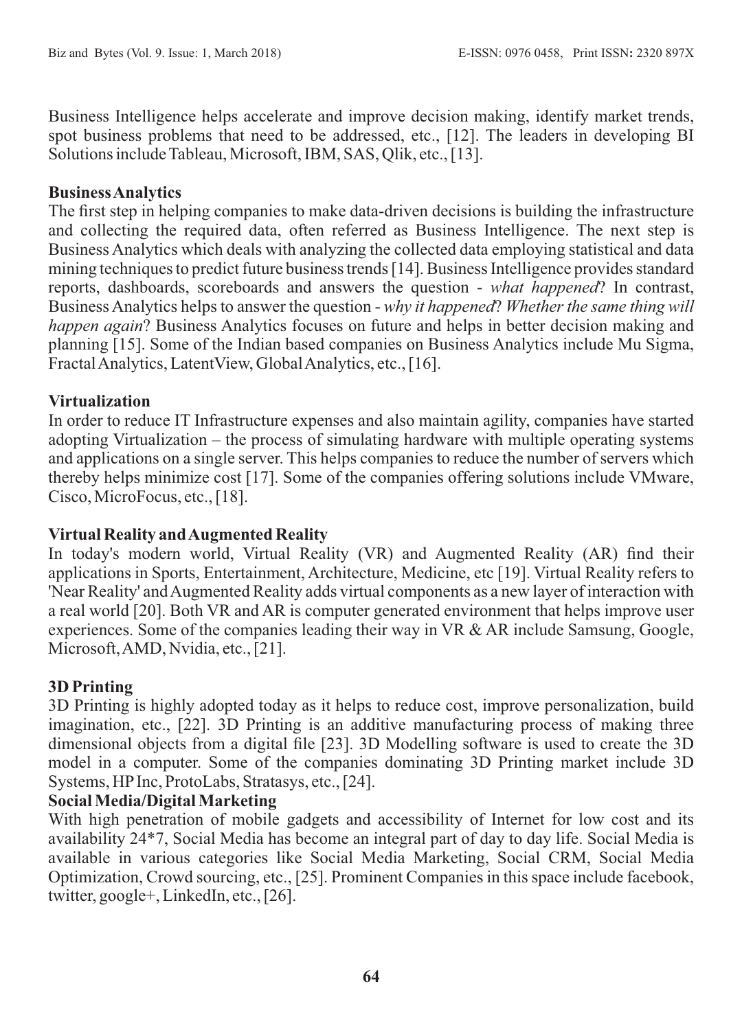Business Intelligence helps accelerate and improve decision making, identify market trends, spot business problems that need to be addressed, etc., [12]. The leaders in developing BI Solutions include Tableau, Microsoft, IBM, SAS, Qlik, etc., [13].

**Business Analytics**

The first step in helping companies to make data-driven decisions is building the infrastructure and collecting the required data, often referred as Business Intelligence. The next step is Business Analytics which deals with analyzing the collected data employing statistical and data mining techniques to predict future business trends [14]. Business Intelligence provides standard reports, dashboards, scoreboards and answers the question - *what happened*? In contrast, Business Analytics helps to answer the question - *why it happened*? *Whether the same thing will happen again*? Business Analytics focuses on future and helps in better decision making and planning [15]. Some of the Indian based companies on Business Analytics include Mu Sigma, Fractal Analytics, LatentView, Global Analytics, etc., [16].

**Virtualization**

In order to reduce IT Infrastructure expenses and also maintain agility, companies have started adopting Virtualization – the process of simulating hardware with multiple operating systems and applications on a single server. This helps companies to reduce the number of servers which thereby helps minimize cost [17]. Some of the companies offering solutions include VMware, Cisco, MicroFocus, etc., [18].

**Virtual Reality and Augmented Reality**

In today's modern world, Virtual Reality (VR) and Augmented Reality (AR) find their applications in Sports, Entertainment, Architecture, Medicine, etc [19]. Virtual Reality refers to 'Near Reality' and Augmented Reality adds virtual components as a new layer of interaction with a real world [20]. Both VR and AR is computer generated environment that helps improve user experiences. Some of the companies leading their way in VR & AR include Samsung, Google, Microsoft, AMD, Nvidia, etc., [21].

**3D Printing**

3D Printing is highly adopted today as it helps to reduce cost, improve personalization, build imagination, etc., [22]. 3D Printing is an additive manufacturing process of making three dimensional objects from a digital file [23]. 3D Modelling software is used to create the 3D model in a computer. Some of the companies dominating 3D Printing market include 3D Systems, HP Inc, ProtoLabs, Stratasys, etc., [24].

**Social Media/Digital Marketing**

With high penetration of mobile gadgets and accessibility of Internet for low cost and its availability 24*7, Social Media has become an integral part of day to day life. Social Media is available in various categories like Social Media Marketing, Social CRM, Social Media Optimization, Crowd sourcing, etc., [25]. Prominent Companies in this space include facebook, twitter, google+, LinkedIn, etc., [26].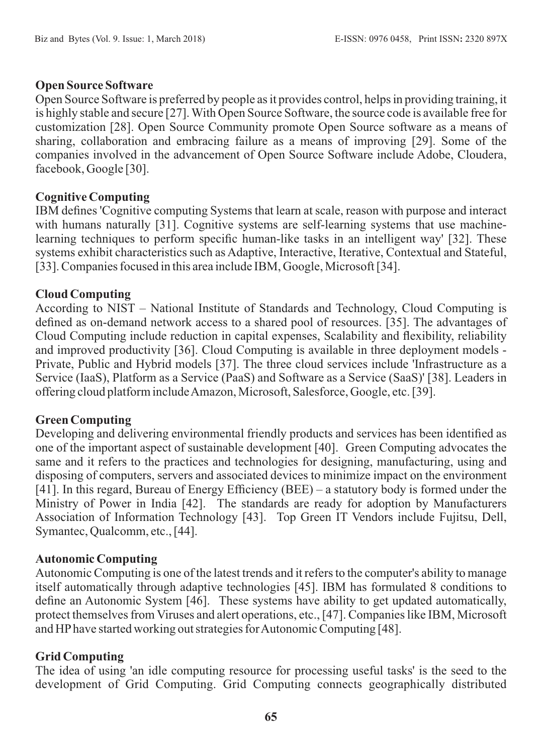**Open Source Software**

Open Source Software is preferred by people as it provides control, helps in providing training, it is highly stable and secure [27]. With Open Source Software, the source code is available free for customization [28]. Open Source Community promote Open Source software as a means of sharing, collaboration and embracing failure as a means of improving [29]. Some of the companies involved in the advancement of Open Source Software include Adobe, Cloudera, facebook, Google [30].

**Cognitive Computing**

IBM defines 'Cognitive computing Systems that learn at scale, reason with purpose and interact with humans naturally [31]. Cognitive systems are self-learning systems that use machine-learning techniques to perform specific human-like tasks in an intelligent way' [32]. These systems exhibit characteristics such as Adaptive, Interactive, Iterative, Contextual and Stateful, [33]. Companies focused in this area include IBM, Google, Microsoft [34].

**Cloud Computing**

According to NIST – National Institute of Standards and Technology, Cloud Computing is defined as on-demand network access to a shared pool of resources. [35]. The advantages of Cloud Computing include reduction in capital expenses, Scalability and flexibility, reliability and improved productivity [36]. Cloud Computing is available in three deployment models - Private, Public and Hybrid models [37]. The three cloud services include 'Infrastructure as a Service (IaaS), Platform as a Service (PaaS) and Software as a Service (SaaS)' [38]. Leaders in offering cloud platform include Amazon, Microsoft, Salesforce, Google, etc. [39].

**Green Computing**

Developing and delivering environmental friendly products and services has been identified as one of the important aspect of sustainable development [40]. Green Computing advocates the same and it refers to the practices and technologies for designing, manufacturing, using and disposing of computers, servers and associated devices to minimize impact on the environment [41]. In this regard, Bureau of Energy Efficiency (BEE) – a statutory body is formed under the Ministry of Power in India [42]. The standards are ready for adoption by Manufacturers Association of Information Technology [43]. Top Green IT Vendors include Fujitsu, Dell, Symantec, Qualcomm, etc., [44].

**Autonomic Computing**

Autonomic Computing is one of the latest trends and it refers to the computer's ability to manage itself automatically through adaptive technologies [45]. IBM has formulated 8 conditions to define an Autonomic System [46]. These systems have ability to get updated automatically, protect themselves from Viruses and alert operations, etc., [47]. Companies like IBM, Microsoft and HP have started working out strategies for Autonomic Computing [48].

**Grid Computing**

The idea of using 'an idle computing resource for processing useful tasks' is the seed to the development of Grid Computing. Grid Computing connects geographically distributed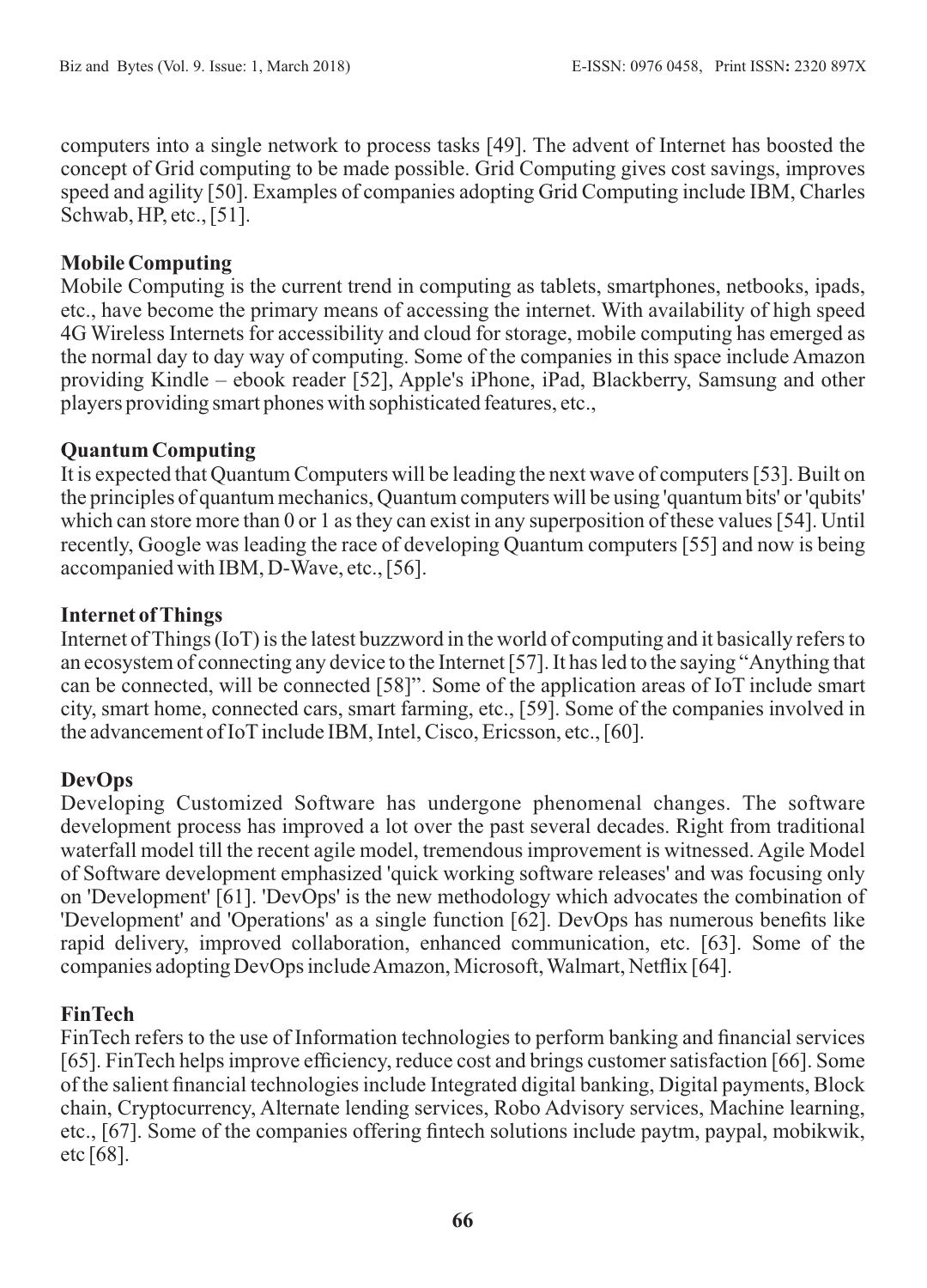computers into a single network to process tasks [49]. The advent of Internet has boosted the concept of Grid computing to be made possible. Grid Computing gives cost savings, improves speed and agility [50]. Examples of companies adopting Grid Computing include IBM, Charles Schwab, HP, etc., [51].

**Mobile Computing**

Mobile Computing is the current trend in computing as tablets, smartphones, netbooks, ipads, etc., have become the primary means of accessing the internet. With availability of high speed 4G Wireless Internets for accessibility and cloud for storage, mobile computing has emerged as the normal day to day way of computing. Some of the companies in this space include Amazon providing Kindle – ebook reader [52], Apple's iPhone, iPad, Blackberry, Samsung and other players providing smart phones with sophisticated features, etc.,

**Quantum Computing**

It is expected that Quantum Computers will be leading the next wave of computers [53]. Built on the principles of quantum mechanics, Quantum computers will be using 'quantum bits' or 'qubits' which can store more than 0 or 1 as they can exist in any superposition of these values [54]. Until recently, Google was leading the race of developing Quantum computers [55] and now is being accompanied with IBM, D-Wave, etc., [56].

**Internet of Things**

Internet of Things (IoT) is the latest buzzword in the world of computing and it basically refers to an ecosystem of connecting any device to the Internet [57]. It has led to the saying "Anything that can be connected, will be connected [58]". Some of the application areas of IoT include smart city, smart home, connected cars, smart farming, etc., [59]. Some of the companies involved in the advancement of IoT include IBM, Intel, Cisco, Ericsson, etc., [60].

**DevOps**

Developing Customized Software has undergone phenomenal changes. The software development process has improved a lot over the past several decades. Right from traditional waterfall model till the recent agile model, tremendous improvement is witnessed. Agile Model of Software development emphasized 'quick working software releases' and was focusing only on 'Development' [61]. 'DevOps' is the new methodology which advocates the combination of 'Development' and 'Operations' as a single function [62]. DevOps has numerous benefits like rapid delivery, improved collaboration, enhanced communication, etc. [63]. Some of the companies adopting DevOps include Amazon, Microsoft, Walmart, Netflix [64].

**FinTech**

FinTech refers to the use of Information technologies to perform banking and financial services [65]. FinTech helps improve efficiency, reduce cost and brings customer satisfaction [66]. Some of the salient financial technologies include Integrated digital banking, Digital payments, Block chain, Cryptocurrency, Alternate lending services, Robo Advisory services, Machine learning, etc., [67]. Some of the companies offering fintech solutions include paytm, paypal, mobikwik, etc [68].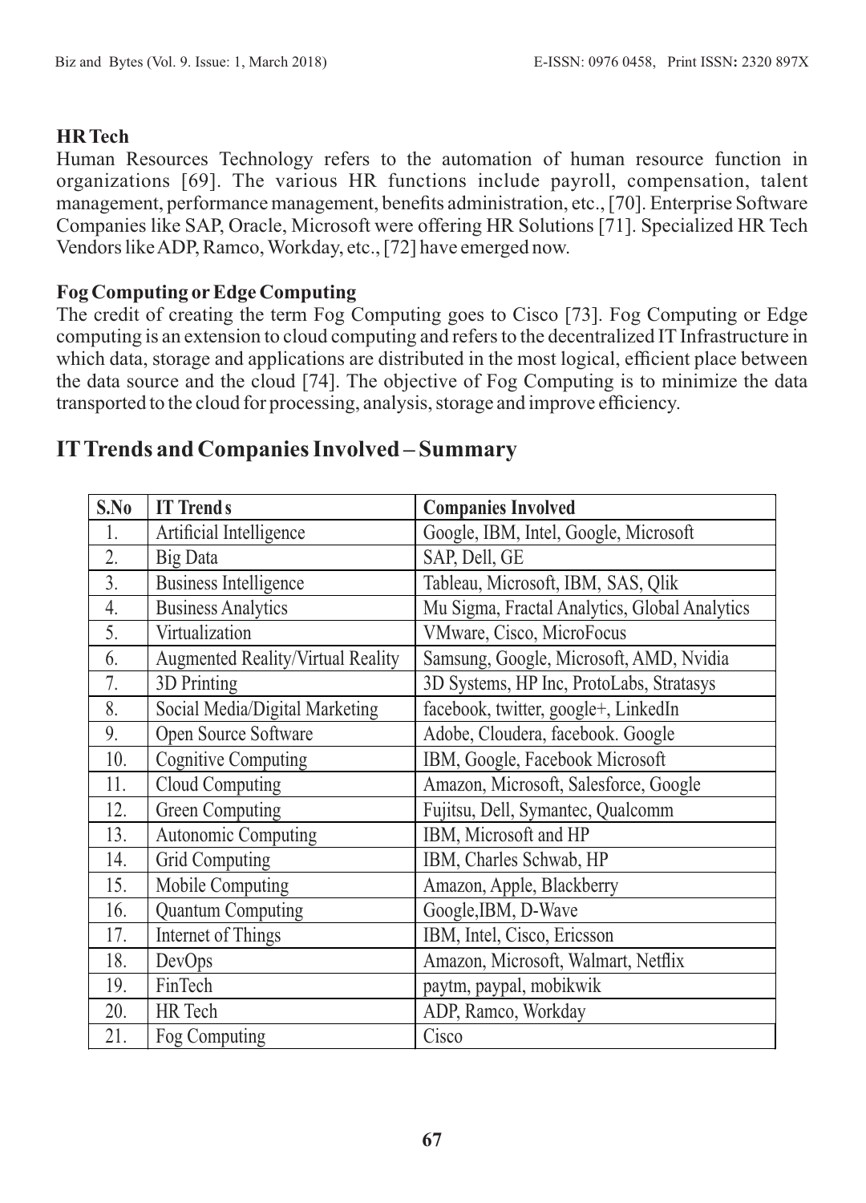### HR Tech

Human Resources Technology refers to the automation of human resource function in organizations [69]. The various HR functions include payroll, compensation, talent management, performance management, benefits administration, etc., [70]. Enterprise Software Companies like SAP, Oracle, Microsoft were offering HR Solutions [71]. Specialized HR Tech Vendors like ADP, Ramco, Workday, etc., [72] have emerged now.

### Fog Computing or Edge Computing

The credit of creating the term Fog Computing goes to Cisco [73]. Fog Computing or Edge computing is an extension to cloud computing and refers to the decentralized IT Infrastructure in which data, storage and applications are distributed in the most logical, efficient place between the data source and the cloud [74]. The objective of Fog Computing is to minimize the data transported to the cloud for processing, analysis, storage and improve efficiency.

## IT Trends and Companies Involved – Summary

| S.No | IT Trends | Companies Involved |
|---|---|---|
| 1. | Artificial Intelligence | Google, IBM, Intel, Google, Microsoft |
| 2. | Big Data | SAP, Dell, GE |
| 3. | Business Intelligence | Tableau, Microsoft, IBM, SAS, Qlik |
| 4. | Business Analytics | Mu Sigma, Fractal Analytics, Global Analytics |
| 5. | Virtualization | VMware, Cisco, MicroFocus |
| 6. | Augmented Reality/Virtual Reality | Samsung, Google, Microsoft, AMD, Nvidia |
| 7. | 3D Printing | 3D Systems, HP Inc, ProtoLabs, Stratasys |
| 8. | Social Media/Digital Marketing | facebook, twitter, google+, LinkedIn |
| 9. | Open Source Software | Adobe, Cloudera, facebook. Google |
| 10. | Cognitive Computing | IBM, Google, Facebook Microsoft |
| 11. | Cloud Computing | Amazon, Microsoft, Salesforce, Google |
| 12. | Green Computing | Fujitsu, Dell, Symantec, Qualcomm |
| 13. | Autonomic Computing | IBM, Microsoft and HP |
| 14. | Grid Computing | IBM, Charles Schwab, HP |
| 15. | Mobile Computing | Amazon, Apple, Blackberry |
| 16. | Quantum Computing | Google,IBM, D-Wave |
| 17. | Internet of Things | IBM, Intel, Cisco, Ericsson |
| 18. | DevOps | Amazon, Microsoft, Walmart, Netflix |
| 19. | FinTech | paytm, paypal, mobikwik |
| 20. | HR Tech | ADP, Ramco, Workday |
| 21. | Fog Computing | Cisco |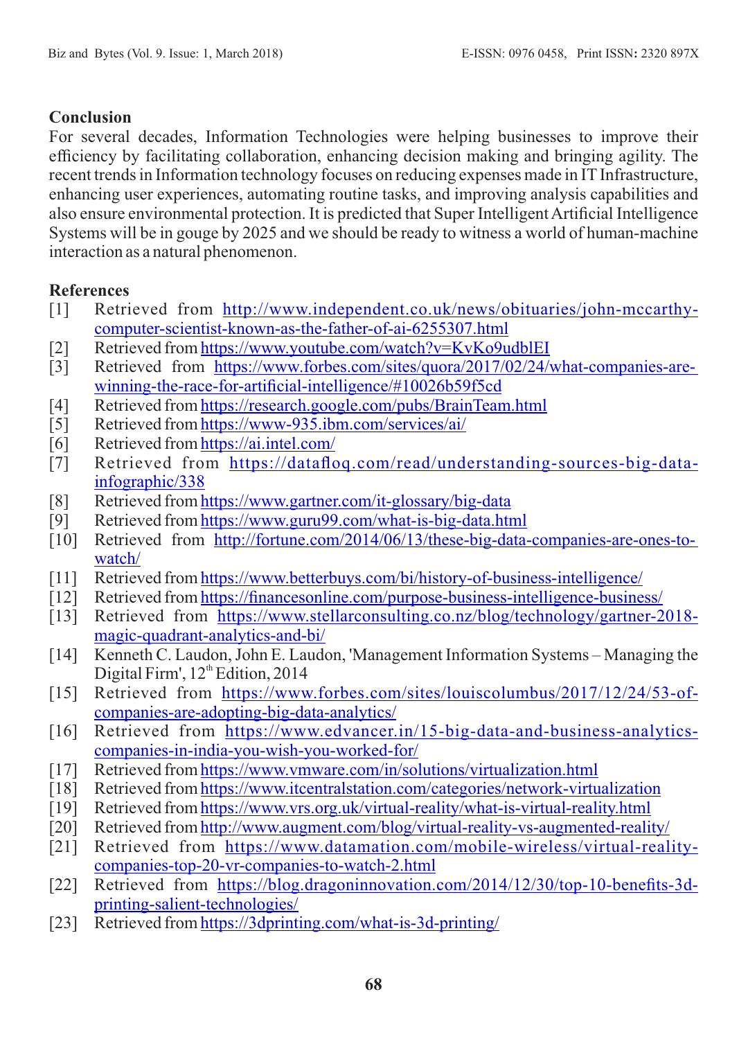## Conclusion

For several decades, Information Technologies were helping businesses to improve their efficiency by facilitating collaboration, enhancing decision making and bringing agility. The recent trends in Information technology focuses on reducing expenses made in IT Infrastructure, enhancing user experiences, automating routine tasks, and improving analysis capabilities and also ensure environmental protection. It is predicted that Super Intelligent Artificial Intelligence Systems will be in gouge by 2025 and we should be ready to witness a world of human-machine interaction as a natural phenomenon.

## References

[1] Retrieved from http://www.independent.co.uk/news/obituaries/john-mccarthy-computer-scientist-known-as-the-father-of-ai-6255307.html

[2] Retrieved from https://www.youtube.com/watch?v=KvKo9udblEI

[3] Retrieved from https://www.forbes.com/sites/quora/2017/02/24/what-companies-are-winning-the-race-for-artificial-intelligence/#10026b59f5cd

[4] Retrieved from https://research.google.com/pubs/BrainTeam.html

[5] Retrieved from https://www-935.ibm.com/services/ai/

[6] Retrieved from https://ai.intel.com/

[7] Retrieved from https://datafloq.com/read/understanding-sources-big-data-infographic/338

[8] Retrieved from https://www.gartner.com/it-glossary/big-data

[9] Retrieved from https://www.guru99.com/what-is-big-data.html

[10] Retrieved from http://fortune.com/2014/06/13/these-big-data-companies-are-ones-to-watch/

[11] Retrieved from https://www.betterbuys.com/bi/history-of-business-intelligence/

[12] Retrieved from https://financesonline.com/purpose-business-intelligence-business/

[13] Retrieved from https://www.stellarconsulting.co.nz/blog/technology/gartner-2018-magic-quadrant-analytics-and-bi/

[14] Kenneth C. Laudon, John E. Laudon, 'Management Information Systems – Managing the Digital Firm', 12th Edition, 2014

[15] Retrieved from https://www.forbes.com/sites/louiscolumbus/2017/12/24/53-of-companies-are-adopting-big-data-analytics/

[16] Retrieved from https://www.edvancer.in/15-big-data-and-business-analytics-companies-in-india-you-wish-you-worked-for/

[17] Retrieved from https://www.vmware.com/in/solutions/virtualization.html

[18] Retrieved from https://www.itcentralstation.com/categories/network-virtualization

[19] Retrieved from https://www.vrs.org.uk/virtual-reality/what-is-virtual-reality.html

[20] Retrieved from http://www.augment.com/blog/virtual-reality-vs-augmented-reality/

[21] Retrieved from https://www.datamation.com/mobile-wireless/virtual-reality-companies-top-20-vr-companies-to-watch-2.html

[22] Retrieved from https://blog.dragoninnovation.com/2014/12/30/top-10-benefits-3d-printing-salient-technologies/

[23] Retrieved from https://3dprinting.com/what-is-3d-printing/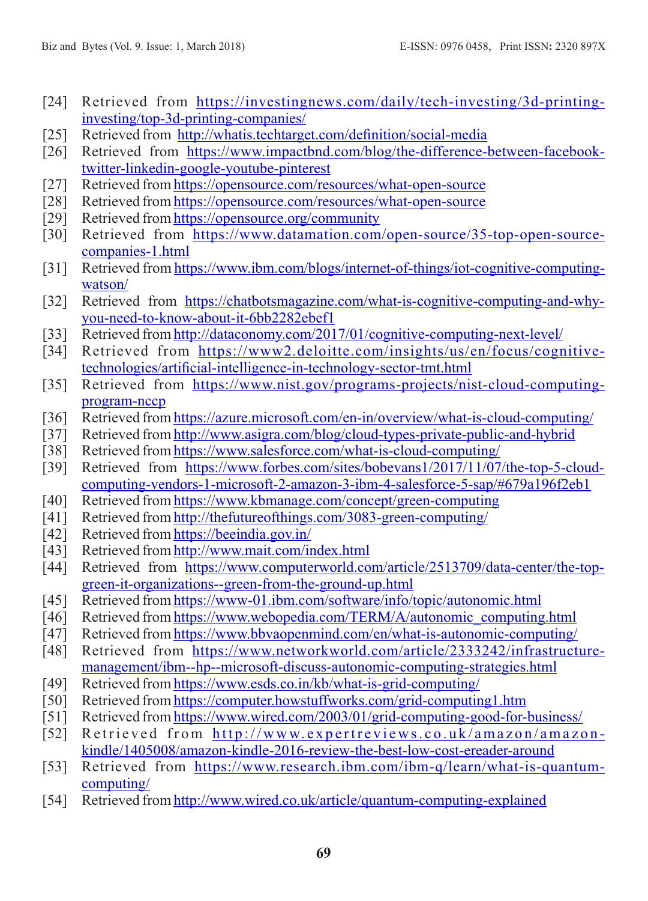[24] Retrieved from https://investingnews.com/daily/tech-investing/3d-printing-investing/top-3d-printing-companies/

[25] Retrieved from http://whatis.techtarget.com/definition/social-media

[26] Retrieved from https://www.impactbnd.com/blog/the-difference-between-facebook-twitter-linkedin-google-youtube-pinterest

[27] Retrieved from https://opensource.com/resources/what-open-source

[28] Retrieved from https://opensource.com/resources/what-open-source

[29] Retrieved from https://opensource.org/community

[30] Retrieved from https://www.datamation.com/open-source/35-top-open-source-companies-1.html

[31] Retrieved from https://www.ibm.com/blogs/internet-of-things/iot-cognitive-computing-watson/

[32] Retrieved from https://chatbotsmagazine.com/what-is-cognitive-computing-and-why-you-need-to-know-about-it-6bb2282ebef1

[33] Retrieved from http://dataconomy.com/2017/01/cognitive-computing-next-level/

[34] Retrieved from https://www2.deloitte.com/insights/us/en/focus/cognitive-technologies/artificial-intelligence-in-technology-sector-tmt.html

[35] Retrieved from https://www.nist.gov/programs-projects/nist-cloud-computing-program-nccp

[36] Retrieved from https://azure.microsoft.com/en-in/overview/what-is-cloud-computing/

[37] Retrieved from http://www.asigra.com/blog/cloud-types-private-public-and-hybrid

[38] Retrieved from https://www.salesforce.com/what-is-cloud-computing/

[39] Retrieved from https://www.forbes.com/sites/bobevans1/2017/11/07/the-top-5-cloud-computing-vendors-1-microsoft-2-amazon-3-ibm-4-salesforce-5-sap/#679a196f2eb1

[40] Retrieved from https://www.kbmanage.com/concept/green-computing

[41] Retrieved from http://thefutureofthings.com/3083-green-computing/

[42] Retrieved from https://beeindia.gov.in/

[43] Retrieved from http://www.mait.com/index.html

[44] Retrieved from https://www.computerworld.com/article/2513709/data-center/the-top-green-it-organizations--green-from-the-ground-up.html

[45] Retrieved from https://www-01.ibm.com/software/info/topic/autonomic.html

[46] Retrieved from https://www.webopedia.com/TERM/A/autonomic_computing.html

[47] Retrieved from https://www.bbvaopenmind.com/en/what-is-autonomic-computing/

[48] Retrieved from https://www.networkworld.com/article/2333242/infrastructure-management/ibm--hp--microsoft-discuss-autonomic-computing-strategies.html

[49] Retrieved from https://www.esds.co.in/kb/what-is-grid-computing/

[50] Retrieved from https://computer.howstuffworks.com/grid-computing1.htm

[51] Retrieved from https://www.wired.com/2003/01/grid-computing-good-for-business/

[52] Retrieved from http://www.expertreviews.co.uk/amazon/amazon-kindle/1405008/amazon-kindle-2016-review-the-best-low-cost-ereader-around

[53] Retrieved from https://www.research.ibm.com/ibm-q/learn/what-is-quantum-computing/

[54] Retrieved from http://www.wired.co.uk/article/quantum-computing-explained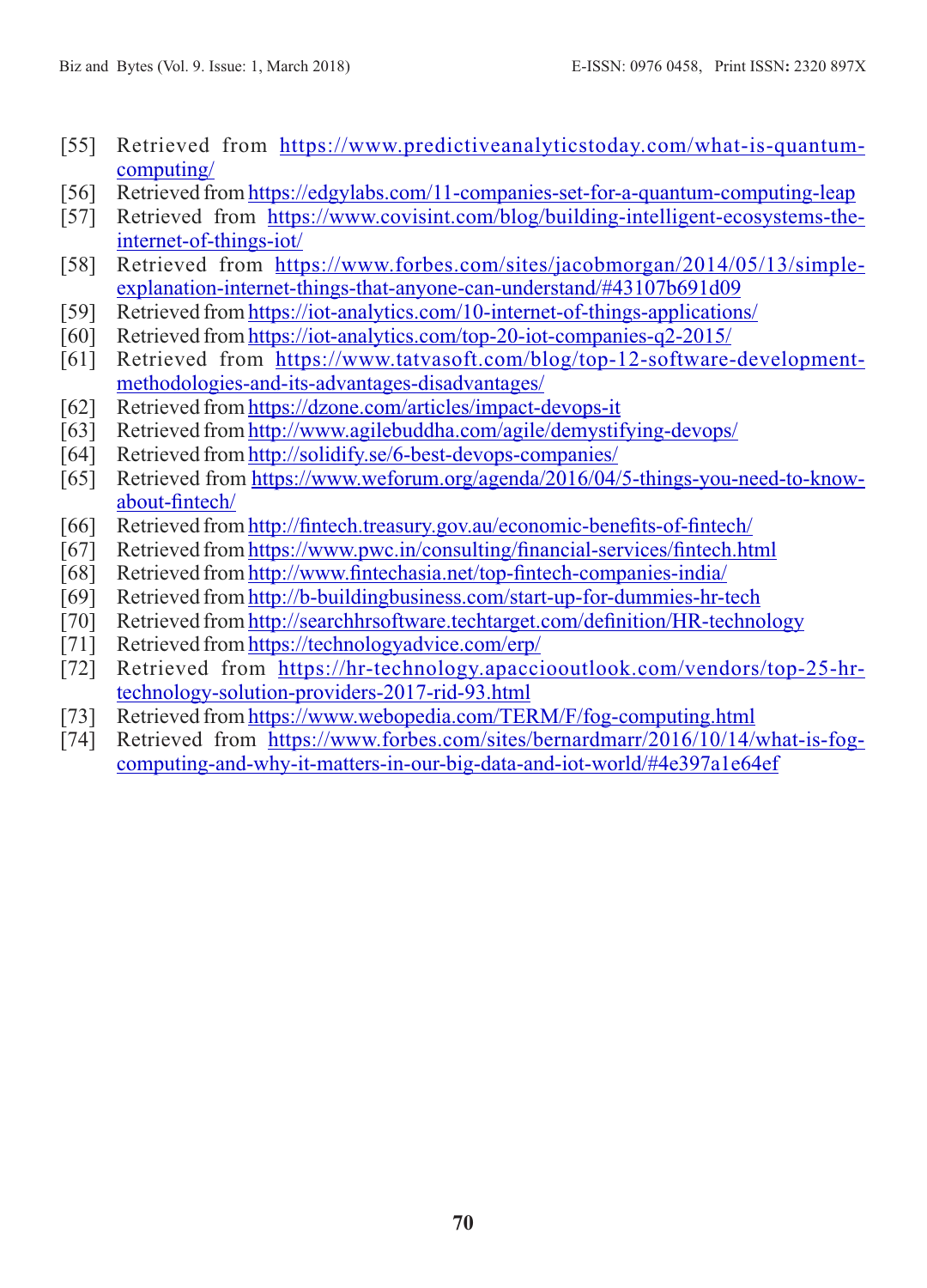[55] Retrieved from https://www.predictiveanalyticstoday.com/what-is-quantum-computing/
[56] Retrieved from https://edgylabs.com/11-companies-set-for-a-quantum-computing-leap
[57] Retrieved from https://www.covisint.com/blog/building-intelligent-ecosystems-the-internet-of-things-iot/
[58] Retrieved from https://www.forbes.com/sites/jacobmorgan/2014/05/13/simple-explanation-internet-things-that-anyone-can-understand/#43107b691d09
[59] Retrieved from https://iot-analytics.com/10-internet-of-things-applications/
[60] Retrieved from https://iot-analytics.com/top-20-iot-companies-q2-2015/
[61] Retrieved from https://www.tatvasoft.com/blog/top-12-software-development-methodologies-and-its-advantages-disadvantages/
[62] Retrieved from https://dzone.com/articles/impact-devops-it
[63] Retrieved from http://www.agilebuddha.com/agile/demystifying-devops/
[64] Retrieved from http://solidify.se/6-best-devops-companies/
[65] Retrieved from https://www.weforum.org/agenda/2016/04/5-things-you-need-to-know-about-fintech/
[66] Retrieved from http://fintech.treasury.gov.au/economic-benefits-of-fintech/
[67] Retrieved from https://www.pwc.in/consulting/financial-services/fintech.html
[68] Retrieved from http://www.fintechasia.net/top-fintech-companies-india/
[69] Retrieved from http://b-buildingbusiness.com/start-up-for-dummies-hr-tech
[70] Retrieved from http://searchhrsoftware.techtarget.com/definition/HR-technology
[71] Retrieved from https://technologyadvice.com/erp/
[72] Retrieved from https://hr-technology.apacciooutlook.com/vendors/top-25-hr-technology-solution-providers-2017-rid-93.html
[73] Retrieved from https://www.webopedia.com/TERM/F/fog-computing.html
[74] Retrieved from https://www.forbes.com/sites/bernardmarr/2016/10/14/what-is-fog-computing-and-why-it-matters-in-our-big-data-and-iot-world/#4e397a1e64ef